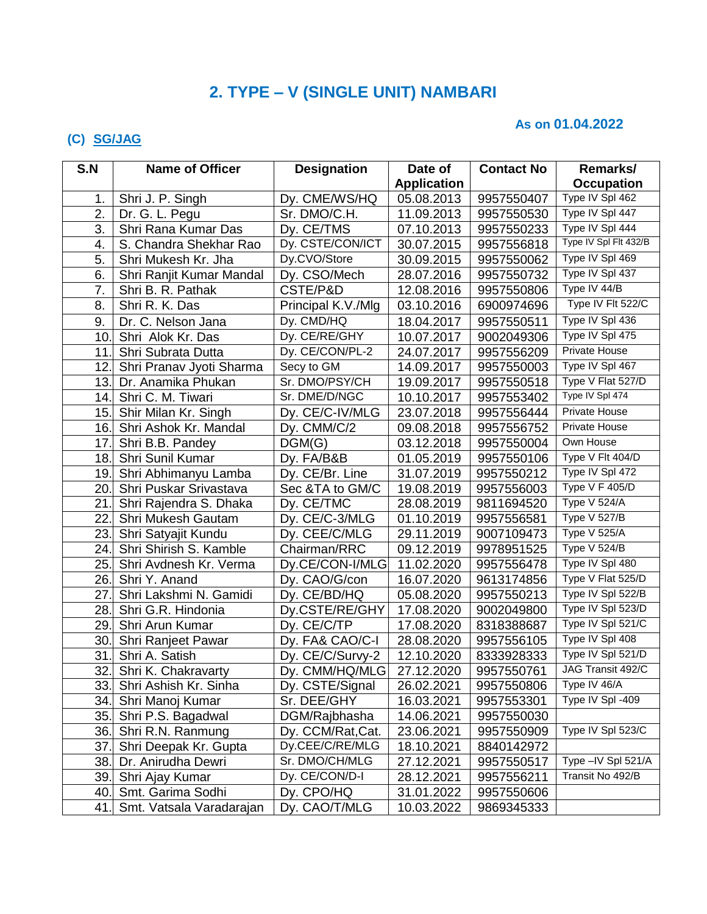# 2. TYPE – V (SINGLE UNIT) NAMBARI

**As on 01.04.2022**

### (C) SG/JAG

| S.N | Name of Officer | Designation | Date of Application | Contact No | Remarks/ Occupation |
|---|---|---|---|---|---|
| 1. | Shri J. P. Singh | Dy. CME/WS/HQ | 05.08.2013 | 9957550407 | Type IV Spl 462 |
| 2. | Dr. G. L. Pegu | Sr. DMO/C.H. | 11.09.2013 | 9957550530 | Type IV Spl 447 |
| 3. | Shri Rana Kumar Das | Dy. CE/TMS | 07.10.2013 | 9957550233 | Type IV Spl 444 |
| 4. | S. Chandra Shekhar Rao | Dy. CSTE/CON/ICT | 30.07.2015 | 9957556818 | Type IV Spl Flt 432/B |
| 5. | Shri Mukesh Kr. Jha | Dy.CVO/Store | 30.09.2015 | 9957550062 | Type IV Spl 469 |
| 6. | Shri Ranjit Kumar Mandal | Dy. CSO/Mech | 28.07.2016 | 9957550732 | Type IV Spl 437 |
| 7. | Shri B. R. Pathak | CSTE/P&D | 12.08.2016 | 9957550806 | Type IV 44/B |
| 8. | Shri R. K. Das | Principal K.V./Mlg | 03.10.2016 | 6900974696 | Type IV Flt 522/C |
| 9. | Dr. C. Nelson Jana | Dy. CMD/HQ | 18.04.2017 | 9957550511 | Type IV Spl 436 |
| 10. | Shri Alok Kr. Das | Dy. CE/RE/GHY | 10.07.2017 | 9002049306 | Type IV Spl 475 |
| 11. | Shri Subrata Dutta | Dy. CE/CON/PL-2 | 24.07.2017 | 9957556209 | Private House |
| 12. | Shri Pranav Jyoti Sharma | Secy to GM | 14.09.2017 | 9957550003 | Type IV Spl 467 |
| 13. | Dr. Anamika Phukan | Sr. DMO/PSY/CH | 19.09.2017 | 9957550518 | Type V Flat 527/D |
| 14. | Shri C. M. Tiwari | Sr. DME/D/NGC | 10.10.2017 | 9957553402 | Type IV Spl 474 |
| 15. | Shir Milan Kr. Singh | Dy. CE/C-IV/MLG | 23.07.2018 | 9957556444 | Private House |
| 16. | Shri Ashok Kr. Mandal | Dy. CMM/C/2 | 09.08.2018 | 9957556752 | Private House |
| 17. | Shri B.B. Pandey | DGM(G) | 03.12.2018 | 9957550004 | Own House |
| 18. | Shri Sunil Kumar | Dy. FA/B&B | 01.05.2019 | 9957550106 | Type V Flt 404/D |
| 19. | Shri Abhimanyu Lamba | Dy. CE/Br. Line | 31.07.2019 | 9957550212 | Type IV Spl 472 |
| 20. | Shri Puskar Srivastava | Sec &TA to GM/C | 19.08.2019 | 9957556003 | Type V F 405/D |
| 21. | Shri Rajendra S. Dhaka | Dy. CE/TMC | 28.08.2019 | 9811694520 | Type V 524/A |
| 22. | Shri Mukesh Gautam | Dy. CE/C-3/MLG | 01.10.2019 | 9957556581 | Type V 527/B |
| 23. | Shri Satyajit Kundu | Dy. CEE/C/MLG | 29.11.2019 | 9007109473 | Type V 525/A |
| 24. | Shri Shirish S. Kamble | Chairman/RRC | 09.12.2019 | 9978951525 | Type V 524/B |
| 25. | Shri Avdnesh Kr. Verma | Dy.CE/CON-I/MLG | 11.02.2020 | 9957556478 | Type IV Spl 480 |
| 26. | Shri Y. Anand | Dy. CAO/G/con | 16.07.2020 | 9613174856 | Type V Flat 525/D |
| 27. | Shri Lakshmi N. Gamidi | Dy. CE/BD/HQ | 05.08.2020 | 9957550213 | Type IV Spl 522/B |
| 28. | Shri G.R. Hindonia | Dy.CSTE/RE/GHY | 17.08.2020 | 9002049800 | Type IV Spl 523/D |
| 29. | Shri Arun Kumar | Dy. CE/C/TP | 17.08.2020 | 8318388687 | Type IV Spl 521/C |
| 30. | Shri Ranjeet Pawar | Dy. FA& CAO/C-I | 28.08.2020 | 9957556105 | Type IV Spl 408 |
| 31. | Shri A. Satish | Dy. CE/C/Survy-2 | 12.10.2020 | 8333928333 | Type IV Spl 521/D |
| 32. | Shri K. Chakravarty | Dy. CMM/HQ/MLG | 27.12.2020 | 9957550761 | JAG Transit 492/C |
| 33. | Shri Ashish Kr. Sinha | Dy. CSTE/Signal | 26.02.2021 | 9957550806 | Type IV 46/A |
| 34. | Shri Manoj Kumar | Sr. DEE/GHY | 16.03.2021 | 9957553301 | Type IV Spl -409 |
| 35. | Shri P.S. Bagadwal | DGM/Rajbhasha | 14.06.2021 | 9957550030 | |
| 36. | Shri R.N. Ranmung | Dy. CCM/Rat,Cat. | 23.06.2021 | 9957550909 | Type IV Spl 523/C |
| 37. | Shri Deepak Kr. Gupta | Dy.CEE/C/RE/MLG | 18.10.2021 | 8840142972 | |
| 38. | Dr. Anirudha Dewri | Sr. DMO/CH/MLG | 27.12.2021 | 9957550517 | Type –IV Spl 521/A |
| 39. | Shri Ajay Kumar | Dy. CE/CON/D-I | 28.12.2021 | 9957556211 | Transit No 492/B |
| 40. | Smt. Garima Sodhi | Dy. CPO/HQ | 31.01.2022 | 9957550606 | |
| 41. | Smt. Vatsala Varadarajan | Dy. CAO/T/MLG | 10.03.2022 | 9869345333 | |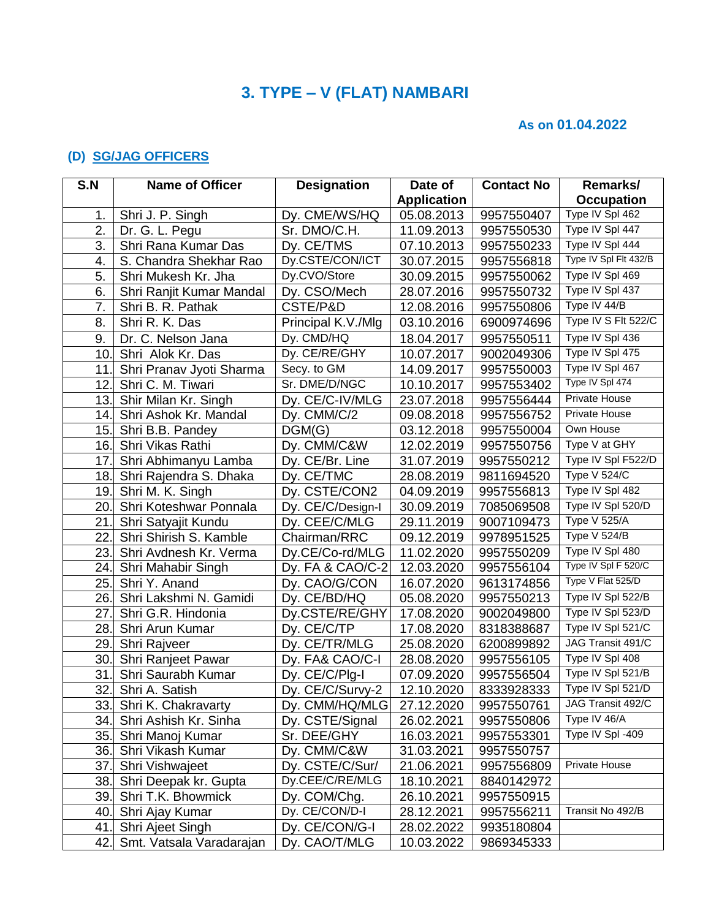# 3. TYPE – V (FLAT) NAMBARI

**As on 01.04.2022**

## (D) SG/JAG OFFICERS

| S.N | Name of Officer | Designation | Date of Application | Contact No | Remarks/ Occupation |
|---|---|---|---|---|---|
| 1. | Shri J. P. Singh | Dy. CME/WS/HQ | 05.08.2013 | 9957550407 | Type IV Spl 462 |
| 2. | Dr. G. L. Pegu | Sr. DMO/C.H. | 11.09.2013 | 9957550530 | Type IV Spl 447 |
| 3. | Shri Rana Kumar Das | Dy. CE/TMS | 07.10.2013 | 9957550233 | Type IV Spl 444 |
| 4. | S. Chandra Shekhar Rao | Dy.CSTE/CON/ICT | 30.07.2015 | 9957556818 | Type IV Spl Flt 432/B |
| 5. | Shri Mukesh Kr. Jha | Dy.CVO/Store | 30.09.2015 | 9957550062 | Type IV Spl 469 |
| 6. | Shri Ranjit Kumar Mandal | Dy. CSO/Mech | 28.07.2016 | 9957550732 | Type IV Spl 437 |
| 7. | Shri B. R. Pathak | CSTE/P&D | 12.08.2016 | 9957550806 | Type IV 44/B |
| 8. | Shri R. K. Das | Principal K.V./Mlg | 03.10.2016 | 6900974696 | Type IV S Flt 522/C |
| 9. | Dr. C. Nelson Jana | Dy. CMD/HQ | 18.04.2017 | 9957550511 | Type IV Spl 436 |
| 10. | Shri Alok Kr. Das | Dy. CE/RE/GHY | 10.07.2017 | 9002049306 | Type IV Spl 475 |
| 11. | Shri Pranav Jyoti Sharma | Secy. to GM | 14.09.2017 | 9957550003 | Type IV Spl 467 |
| 12. | Shri C. M. Tiwari | Sr. DME/D/NGC | 10.10.2017 | 9957553402 | Type IV Spl 474 |
| 13. | Shir Milan Kr. Singh | Dy. CE/C-IV/MLG | 23.07.2018 | 9957556444 | Private House |
| 14. | Shri Ashok Kr. Mandal | Dy. CMM/C/2 | 09.08.2018 | 9957556752 | Private House |
| 15. | Shri B.B. Pandey | DGM(G) | 03.12.2018 | 9957550004 | Own House |
| 16. | Shri Vikas Rathi | Dy. CMM/C&W | 12.02.2019 | 9957550756 | Type V at GHY |
| 17. | Shri Abhimanyu Lamba | Dy. CE/Br. Line | 31.07.2019 | 9957550212 | Type IV Spl F522/D |
| 18. | Shri Rajendra S. Dhaka | Dy. CE/TMC | 28.08.2019 | 9811694520 | Type V 524/C |
| 19. | Shri M. K. Singh | Dy. CSTE/CON2 | 04.09.2019 | 9957556813 | Type IV Spl 482 |
| 20. | Shri Koteshwar Ponnala | Dy. CE/C/Design-I | 30.09.2019 | 7085069508 | Type IV Spl 520/D |
| 21. | Shri Satyajit Kundu | Dy. CEE/C/MLG | 29.11.2019 | 9007109473 | Type V 525/A |
| 22. | Shri Shirish S. Kamble | Chairman/RRC | 09.12.2019 | 9978951525 | Type V 524/B |
| 23. | Shri Avdnesh Kr. Verma | Dy.CE/Co-rd/MLG | 11.02.2020 | 9957550209 | Type IV Spl 480 |
| 24. | Shri Mahabir Singh | Dy. FA & CAO/C-2 | 12.03.2020 | 9957556104 | Type IV Spl F 520/C |
| 25. | Shri Y. Anand | Dy. CAO/G/CON | 16.07.2020 | 9613174856 | Type V Flat 525/D |
| 26. | Shri Lakshmi N. Gamidi | Dy. CE/BD/HQ | 05.08.2020 | 9957550213 | Type IV Spl 522/B |
| 27. | Shri G.R. Hindonia | Dy.CSTE/RE/GHY | 17.08.2020 | 9002049800 | Type IV Spl 523/D |
| 28. | Shri Arun Kumar | Dy. CE/C/TP | 17.08.2020 | 8318388687 | Type IV Spl 521/C |
| 29. | Shri Rajveer | Dy. CE/TR/MLG | 25.08.2020 | 6200899892 | JAG Transit 491/C |
| 30. | Shri Ranjeet Pawar | Dy. FA& CAO/C-I | 28.08.2020 | 9957556105 | Type IV Spl 408 |
| 31. | Shri Saurabh Kumar | Dy. CE/C/Plg-I | 07.09.2020 | 9957556504 | Type IV Spl 521/B |
| 32. | Shri A. Satish | Dy. CE/C/Survy-2 | 12.10.2020 | 8333928333 | Type IV Spl 521/D |
| 33. | Shri K. Chakravarty | Dy. CMM/HQ/MLG | 27.12.2020 | 9957550761 | JAG Transit 492/C |
| 34. | Shri Ashish Kr. Sinha | Dy. CSTE/Signal | 26.02.2021 | 9957550806 | Type IV 46/A |
| 35. | Shri Manoj Kumar | Sr. DEE/GHY | 16.03.2021 | 9957553301 | Type IV Spl -409 |
| 36. | Shri Vikash Kumar | Dy. CMM/C&W | 31.03.2021 | 9957550757 | |
| 37. | Shri Vishwajeet | Dy. CSTE/C/Sur/ | 21.06.2021 | 9957556809 | Private House |
| 38. | Shri Deepak kr. Gupta | Dy.CEE/C/RE/MLG | 18.10.2021 | 8840142972 | |
| 39. | Shri T.K. Bhowmick | Dy. COM/Chg. | 26.10.2021 | 9957550915 | |
| 40. | Shri Ajay Kumar | Dy. CE/CON/D-I | 28.12.2021 | 9957556211 | Transit No 492/B |
| 41. | Shri Ajeet Singh | Dy. CE/CON/G-I | 28.02.2022 | 9935180804 | |
| 42. | Smt. Vatsala Varadarajan | Dy. CAO/T/MLG | 10.03.2022 | 9869345333 | |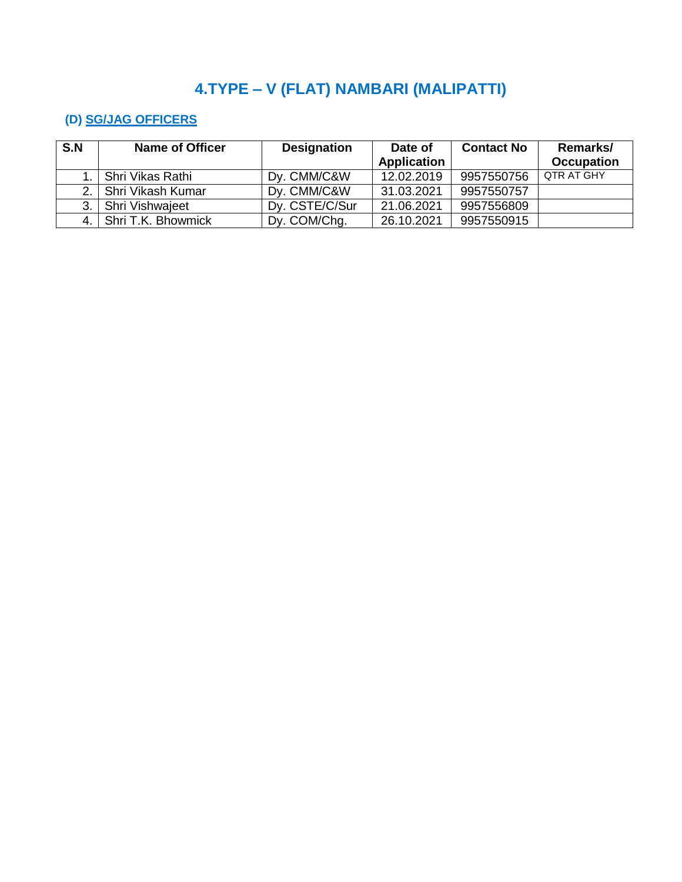# 4.TYPE – V (FLAT) NAMBARI (MALIPATTI)

### (D) SG/JAG OFFICERS

| S.N | Name of Officer | Designation | Date of Application | Contact No | Remarks/ Occupation |
|---|---|---|---|---|---|
| 1. | Shri Vikas Rathi | Dy. CMM/C&W | 12.02.2019 | 9957550756 | QTR AT GHY |
| 2. | Shri Vikash Kumar | Dy. CMM/C&W | 31.03.2021 | 9957550757 | |
| 3. | Shri Vishwajeet | Dy. CSTE/C/Sur | 21.06.2021 | 9957556809 | |
| 4. | Shri T.K. Bhowmick | Dy. COM/Chg. | 26.10.2021 | 9957550915 | |